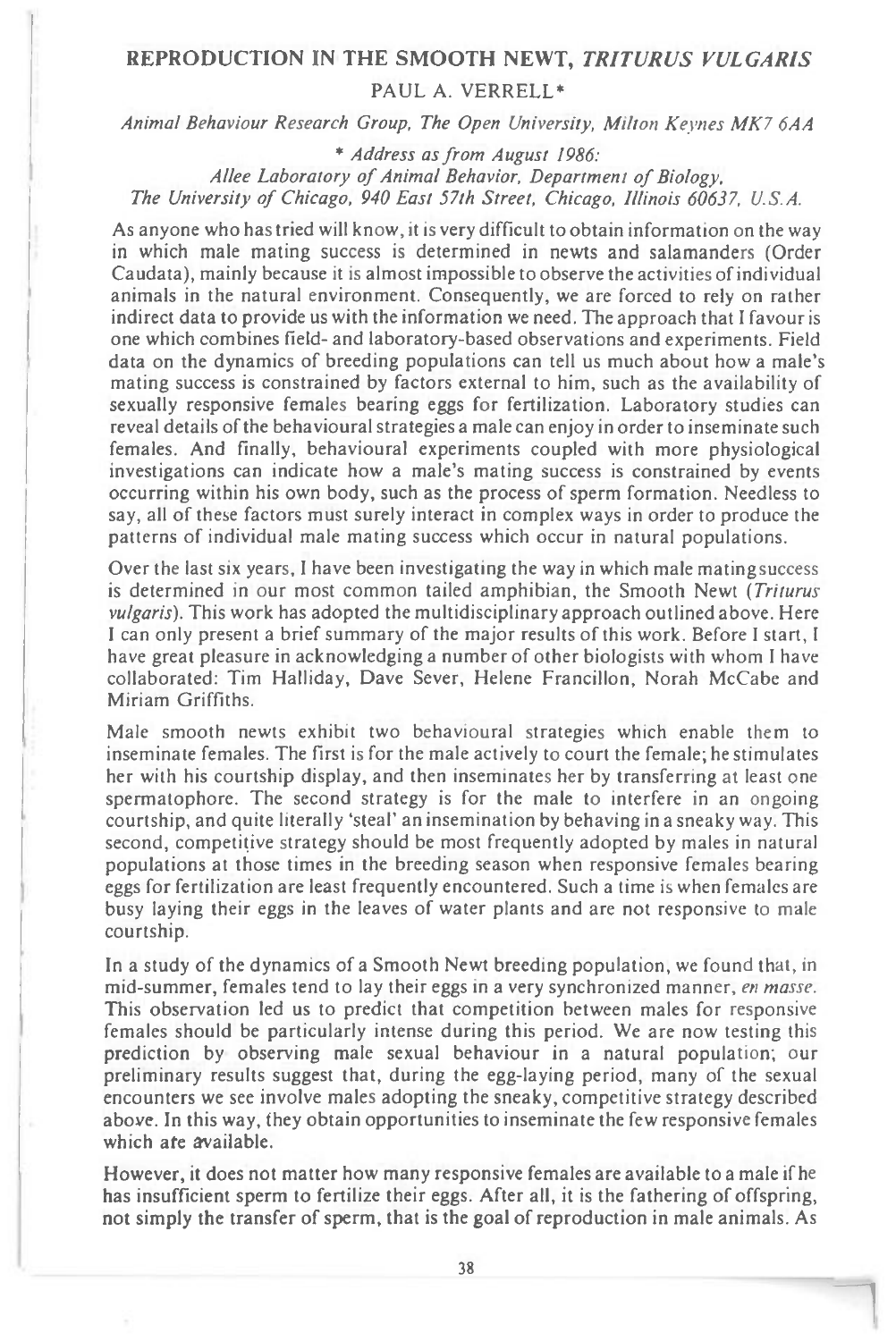# REPRODUCTION IN THE SMOOTH NEWT, *TRITURUS VULGARIS*

PAUL A. VERRELL*

*Animal Behaviour Research Group, The Open University, Milton Keynes MK7 6AA*

*\* Address as from August 1986:*
*Allee Laboratory of Animal Behavior, Department of Biology,*
*The University of Chicago, 940 East 57th Street, Chicago, Illinois 60637, U.S.A.*

As anyone who has tried will know, it is very difficult to obtain information on the way in which male mating success is determined in newts and salamanders (Order Caudata), mainly because it is almost impossible to observe the activities of individual animals in the natural environment. Consequently, we are forced to rely on rather indirect data to provide us with the information we need. The approach that I favour is one which combines field- and laboratory-based observations and experiments. Field data on the dynamics of breeding populations can tell us much about how a male's mating success is constrained by factors external to him, such as the availability of sexually responsive females bearing eggs for fertilization. Laboratory studies can reveal details of the behavioural strategies a male can enjoy in order to inseminate such females. And finally, behavioural experiments coupled with more physiological investigations can indicate how a male's mating success is constrained by events occurring within his own body, such as the process of sperm formation. Needless to say, all of these factors must surely interact in complex ways in order to produce the patterns of individual male mating success which occur in natural populations.

Over the last six years, I have been investigating the way in which male mating success is determined in our most common tailed amphibian, the Smooth Newt (*Triturus vulgaris*). This work has adopted the multidisciplinary approach outlined above. Here I can only present a brief summary of the major results of this work. Before I start, I have great pleasure in acknowledging a number of other biologists with whom I have collaborated: Tim Halliday, Dave Sever, Helene Francillon, Norah McCabe and Miriam Griffiths.

Male smooth newts exhibit two behavioural strategies which enable them to inseminate females. The first is for the male actively to court the female; he stimulates her with his courtship display, and then inseminates her by transferring at least one spermatophore. The second strategy is for the male to interfere in an ongoing courtship, and quite literally 'steal' an insemination by behaving in a sneaky way. This second, competitive strategy should be most frequently adopted by males in natural populations at those times in the breeding season when responsive females bearing eggs for fertilization are least frequently encountered. Such a time is when females are busy laying their eggs in the leaves of water plants and are not responsive to male courtship.

In a study of the dynamics of a Smooth Newt breeding population, we found that, in mid-summer, females tend to lay their eggs in a very synchronized manner, *en masse*. This observation led us to predict that competition between males for responsive females should be particularly intense during this period. We are now testing this prediction by observing male sexual behaviour in a natural population; our preliminary results suggest that, during the egg-laying period, many of the sexual encounters we see involve males adopting the sneaky, competitive strategy described above. In this way, they obtain opportunities to inseminate the few responsive females which are available.

However, it does not matter how many responsive females are available to a male if he has insufficient sperm to fertilize their eggs. After all, it is the fathering of offspring, not simply the transfer of sperm, that is the goal of reproduction in male animals. As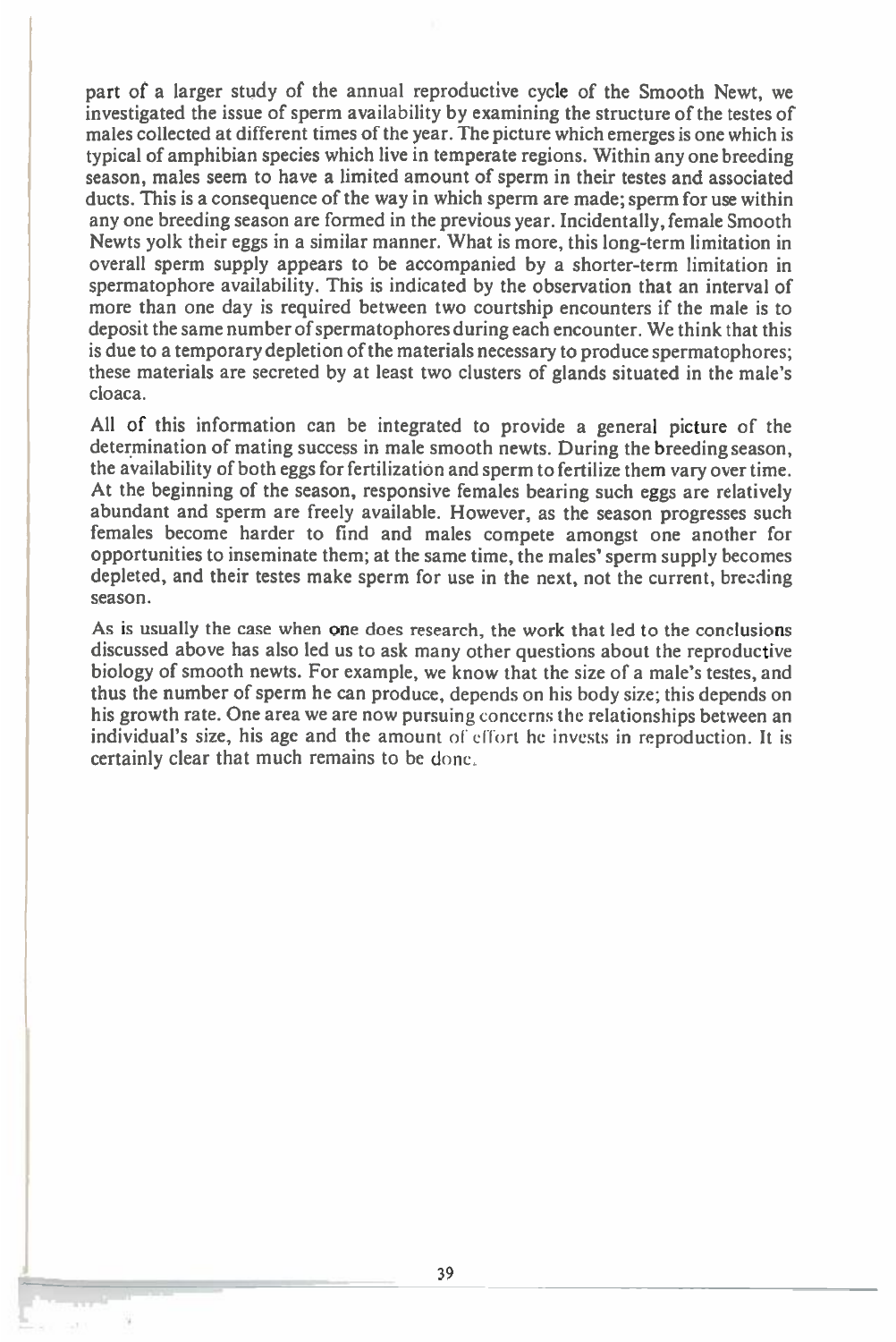part of a larger study of the annual reproductive cycle of the Smooth Newt, we investigated the issue of sperm availability by examining the structure of the testes of males collected at different times of the year. The picture which emerges is one which is typical of amphibian species which live in temperate regions. Within any one breeding season, males seem to have a limited amount of sperm in their testes and associated ducts. This is a consequence of the way in which sperm are made; sperm for use within any one breeding season are formed in the previous year. Incidentally, female Smooth Newts yolk their eggs in a similar manner. What is more, this long-term limitation in overall sperm supply appears to be accompanied by a shorter-term limitation in spermatophore availability. This is indicated by the observation that an interval of more than one day is required between two courtship encounters if the male is to deposit the same number of spermatophores during each encounter. We think that this is due to a temporary depletion of the materials necessary to produce spermatophores; these materials are secreted by at least two clusters of glands situated in the male's cloaca.

All of this information can be integrated to provide a general picture of the determination of mating success in male smooth newts. During the breeding season, the availability of both eggs for fertilization and sperm to fertilize them vary over time. At the beginning of the season, responsive females bearing such eggs are relatively abundant and sperm are freely available. However, as the season progresses such females become harder to find and males compete amongst one another for opportunities to inseminate them; at the same time, the males' sperm supply becomes depleted, and their testes make sperm for use in the next, not the current, breeding season.

As is usually the case when one does research, the work that led to the conclusions discussed above has also led us to ask many other questions about the reproductive biology of smooth newts. For example, we know that the size of a male's testes, and thus the number of sperm he can produce, depends on his body size; this depends on his growth rate. One area we are now pursuing concerns the relationships between an individual's size, his age and the amount of effort he invests in reproduction. It is certainly clear that much remains to be done.